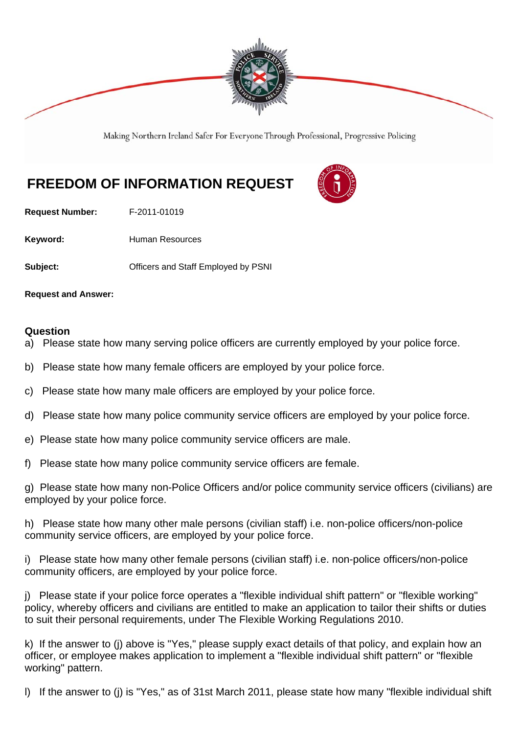Making Northern Ireland Safer For Everyone Through Professional, Progressive Policing

# FREEDOM OF INFORMATION REQUEST

**Request Number:** F-2011-01019

**Keyword:** Human Resources

**Subject:** Officers and Staff Employed by PSNI

**Request and Answer:**

## Question

a) Please state how many serving police officers are currently employed by your police force.

b) Please state how many female officers are employed by your police force.

c) Please state how many male officers are employed by your police force.

d) Please state how many police community service officers are employed by your police force.

e) Please state how many police community service officers are male.

f) Please state how many police community service officers are female.

g) Please state how many non-Police Officers and/or police community service officers (civilians) are employed by your police force.

h) Please state how many other male persons (civilian staff) i.e. non-police officers/non-police community service officers, are employed by your police force.

i) Please state how many other female persons (civilian staff) i.e. non-police officers/non-police community officers, are employed by your police force.

j) Please state if your police force operates a "flexible individual shift pattern" or "flexible working" policy, whereby officers and civilians are entitled to make an application to tailor their shifts or duties to suit their personal requirements, under The Flexible Working Regulations 2010.

k) If the answer to (j) above is "Yes," please supply exact details of that policy, and explain how an officer, or employee makes application to implement a "flexible individual shift pattern" or "flexible working" pattern.

l) If the answer to (j) is "Yes," as of 31st March 2011, please state how many "flexible individual shift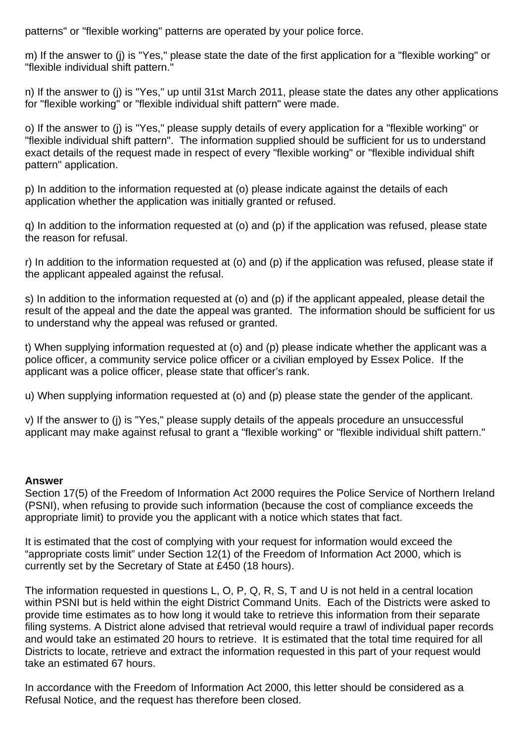patterns" or "flexible working" patterns are operated by your police force.

m) If the answer to (j) is "Yes," please state the date of the first application for a "flexible working" or "flexible individual shift pattern."

n) If the answer to (j) is "Yes," up until 31st March 2011, please state the dates any other applications for "flexible working" or "flexible individual shift pattern" were made.

o) If the answer to (j) is "Yes," please supply details of every application for a "flexible working" or "flexible individual shift pattern". The information supplied should be sufficient for us to understand exact details of the request made in respect of every "flexible working" or "flexible individual shift pattern" application.

p) In addition to the information requested at (o) please indicate against the details of each application whether the application was initially granted or refused.

q) In addition to the information requested at (o) and (p) if the application was refused, please state the reason for refusal.

r) In addition to the information requested at (o) and (p) if the application was refused, please state if the applicant appealed against the refusal.

s) In addition to the information requested at (o) and (p) if the applicant appealed, please detail the result of the appeal and the date the appeal was granted. The information should be sufficient for us to understand why the appeal was refused or granted.

t) When supplying information requested at (o) and (p) please indicate whether the applicant was a police officer, a community service police officer or a civilian employed by Essex Police. If the applicant was a police officer, please state that officer's rank.

u) When supplying information requested at (o) and (p) please state the gender of the applicant.

v) If the answer to (j) is "Yes," please supply details of the appeals procedure an unsuccessful applicant may make against refusal to grant a "flexible working" or "flexible individual shift pattern."

**Answer**

Section 17(5) of the Freedom of Information Act 2000 requires the Police Service of Northern Ireland (PSNI), when refusing to provide such information (because the cost of compliance exceeds the appropriate limit) to provide you the applicant with a notice which states that fact.

It is estimated that the cost of complying with your request for information would exceed the "appropriate costs limit" under Section 12(1) of the Freedom of Information Act 2000, which is currently set by the Secretary of State at £450 (18 hours).

The information requested in questions L, O, P, Q, R, S, T and U is not held in a central location within PSNI but is held within the eight District Command Units. Each of the Districts were asked to provide time estimates as to how long it would take to retrieve this information from their separate filing systems. A District alone advised that retrieval would require a trawl of individual paper records and would take an estimated 20 hours to retrieve. It is estimated that the total time required for all Districts to locate, retrieve and extract the information requested in this part of your request would take an estimated 67 hours.

In accordance with the Freedom of Information Act 2000, this letter should be considered as a Refusal Notice, and the request has therefore been closed.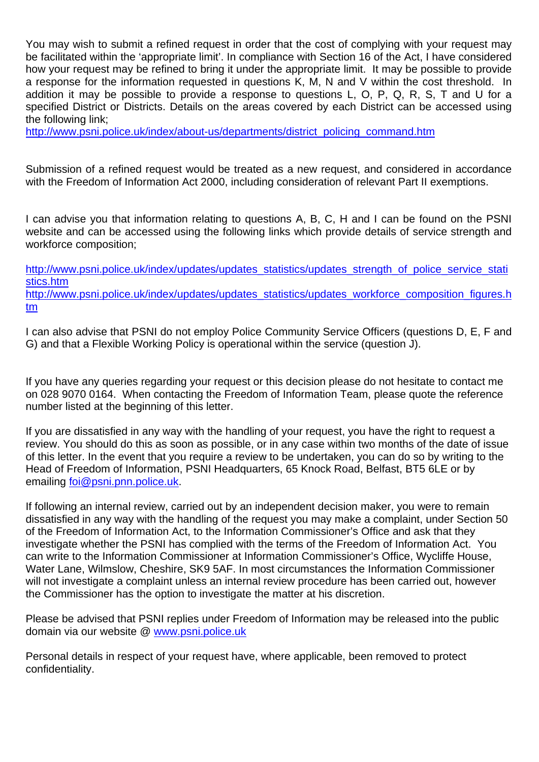You may wish to submit a refined request in order that the cost of complying with your request may be facilitated within the 'appropriate limit'. In compliance with Section 16 of the Act, I have considered how your request may be refined to bring it under the appropriate limit. It may be possible to provide a response for the information requested in questions K, M, N and V within the cost threshold. In addition it may be possible to provide a response to questions L, O, P, Q, R, S, T and U for a specified District or Districts. Details on the areas covered by each District can be accessed using the following link;
http://www.psni.police.uk/index/about-us/departments/district_policing_command.htm

Submission of a refined request would be treated as a new request, and considered in accordance with the Freedom of Information Act 2000, including consideration of relevant Part II exemptions.

I can advise you that information relating to questions A, B, C, H and I can be found on the PSNI website and can be accessed using the following links which provide details of service strength and workforce composition;

http://www.psni.police.uk/index/updates/updates_statistics/updates_strength_of_police_service_statistics.htm
http://www.psni.police.uk/index/updates/updates_statistics/updates_workforce_composition_figures.htm

I can also advise that PSNI do not employ Police Community Service Officers (questions D, E, F and G) and that a Flexible Working Policy is operational within the service (question J).

If you have any queries regarding your request or this decision please do not hesitate to contact me on 028 9070 0164. When contacting the Freedom of Information Team, please quote the reference number listed at the beginning of this letter.

If you are dissatisfied in any way with the handling of your request, you have the right to request a review. You should do this as soon as possible, or in any case within two months of the date of issue of this letter. In the event that you require a review to be undertaken, you can do so by writing to the Head of Freedom of Information, PSNI Headquarters, 65 Knock Road, Belfast, BT5 6LE or by emailing foi@psni.pnn.police.uk.

If following an internal review, carried out by an independent decision maker, you were to remain dissatisfied in any way with the handling of the request you may make a complaint, under Section 50 of the Freedom of Information Act, to the Information Commissioner's Office and ask that they investigate whether the PSNI has complied with the terms of the Freedom of Information Act. You can write to the Information Commissioner at Information Commissioner's Office, Wycliffe House, Water Lane, Wilmslow, Cheshire, SK9 5AF. In most circumstances the Information Commissioner will not investigate a complaint unless an internal review procedure has been carried out, however the Commissioner has the option to investigate the matter at his discretion.

Please be advised that PSNI replies under Freedom of Information may be released into the public domain via our website @ www.psni.police.uk

Personal details in respect of your request have, where applicable, been removed to protect confidentiality.